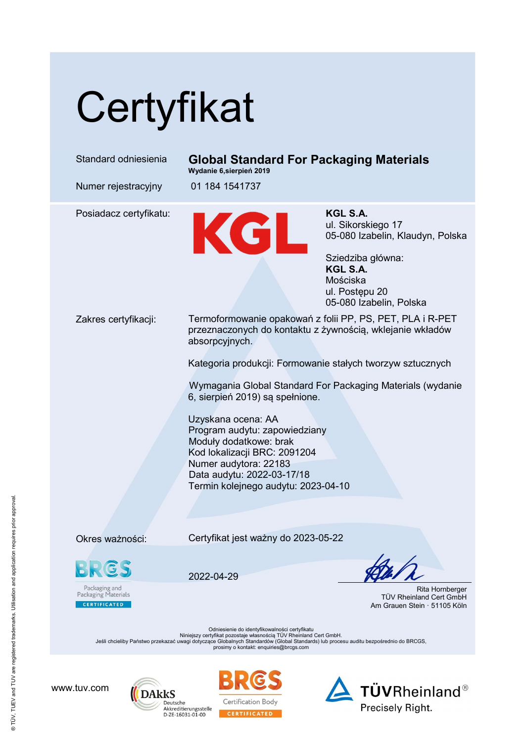# Certyfikat

Standard odniesienia **Global Standard For Packaging Materials**
**Wydanie 6,sierpień 2019**

Numer rejestracyjny 01 184 1541737

Posiadacz certyfikatu:

KGL

**KGL S.A.**
ul. Sikorskiego 17
05-080 Izabelin, Klaudyn, Polska

Sziedziba główna:
**KGL S.A.**
Mościska
ul. Postępu 20
05-080 Izabelin, Polska

Zakres certyfikacji: Termoformowanie opakowań z folii PP, PS, PET, PLA i R-PET przeznaczonych do kontaktu z żywnością, wklejanie wkładów absorpcyjnych.

Kategoria produkcji: Formowanie stałych tworzyw sztucznych

Wymagania Global Standard For Packaging Materials (wydanie 6, sierpień 2019) są spełnione.

Uzyskana ocena: AA
Program audytu: zapowiedziany
Moduły dodatkowe: brak
Kod lokalizacji BRC: 2091204
Numer audytora: 22183
Data audytu: 2022-03-17/18
Termin kolejnego audytu: 2023-04-10

Okres ważności: Certyfikat jest ważny do 2023-05-22

BRCGS
Packaging and Packaging Materials
CERTIFICATED

2022-04-29

Rita Hornberger
TÜV Rheinland Cert GmbH
Am Grauen Stein · 51105 Köln

Odniesienie do identyfikowalności certyfikatu
Niniejszy certyfikat pozostaje własnością TÜV Rheinland Cert GmbH.
Jeśli chcieliby Państwo przekazać uwagi dotyczące Globalnych Standardów (Global Standards) lub procesu auditu bezpośrednio do BRCGS, prosimy o kontakt: enquiries@brcgs.com

www.tuv.com

DAkkS Deutsche Akkreditierungsstelle D-ZE-16031-01-00

BRCGS Certification Body CERTIFICATED

TÜVRheinland® Precisely Right.

® TÜV, TUEV and TUV are registered trademarks. Utilisation and application requires prior approval.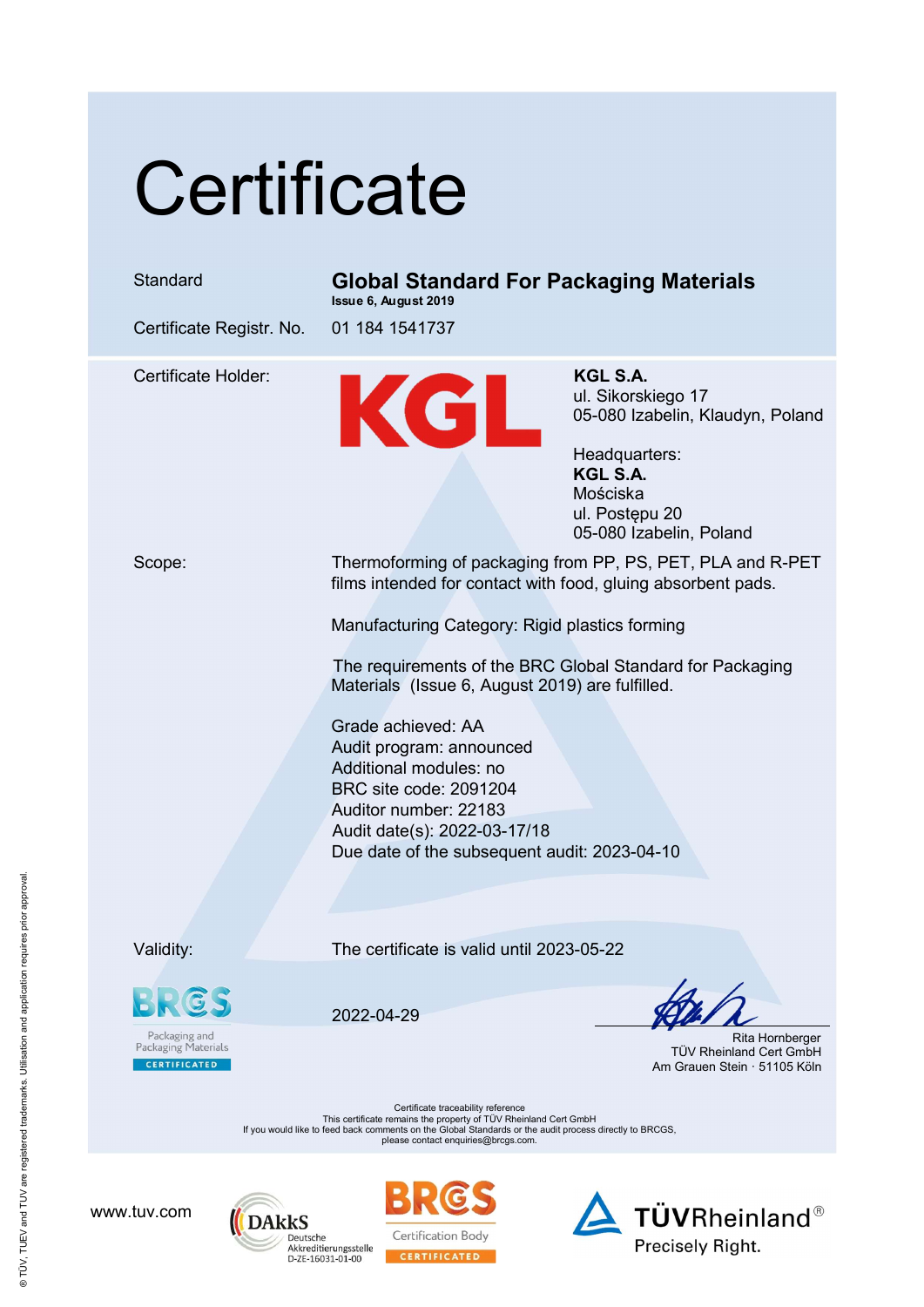# Certificate

| | |
|---|---|
| Standard | **Global Standard For Packaging Materials** <br> **Issue 6, August 2019** |
| Certificate Registr. No. | 01 184 1541737 |

Certificate Holder:

KGL

**KGL S.A.**
ul. Sikorskiego 17
05-080 Izabelin, Klaudyn, Poland

Headquarters:
**KGL S.A.**
Mościska
ul. Postępu 20
05-080 Izabelin, Poland

Scope:

Thermoforming of packaging from PP, PS, PET, PLA and R-PET films intended for contact with food, gluing absorbent pads.

Manufacturing Category: Rigid plastics forming

The requirements of the BRC Global Standard for Packaging Materials (Issue 6, August 2019) are fulfilled.

Grade achieved: AA
Audit program: announced
Additional modules: no
BRC site code: 2091204
Auditor number: 22183
Audit date(s): 2022-03-17/18
Due date of the subsequent audit: 2023-04-10

Validity:

The certificate is valid until 2023-05-22

BRCGS Packaging and Packaging Materials CERTIFICATED

2022-04-29

Rita Hornberger
TÜV Rheinland Cert GmbH
Am Grauen Stein · 51105 Köln

Certificate traceability reference
This certificate remains the property of TÜV Rheinland Cert GmbH
If you would like to feed back comments on the Global Standards or the audit process directly to BRCGS, please contact enquiries@brcgs.com.

www.tuv.com

DAkkS Deutsche Akkreditierungsstelle D-ZE-16031-01-00

BRCGS Certification Body CERTIFICATED

TÜVRheinland® Precisely Right.

® TÜV, TUEV and TUV are registered trademarks. Utilisation and application requires prior approval.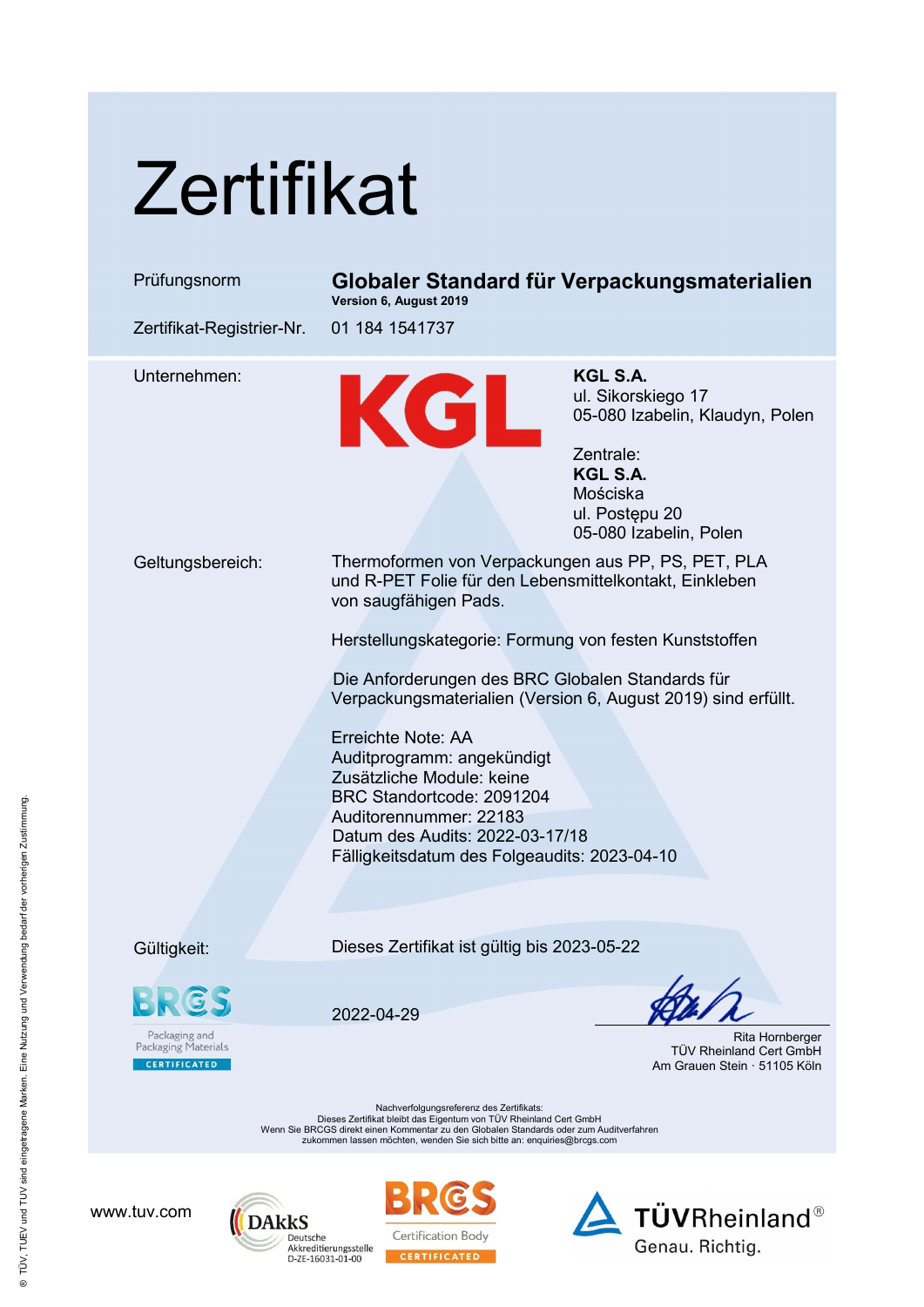# Zertifikat

| | |
|---|---|
| Prüfungsnorm | **Globaler Standard für Verpackungsmaterialien** **Version 6, August 2019** |
| Zertifikat-Registrier-Nr. | 01 184 1541737 |

Unternehmen:

KGL

**KGL S.A.**
ul. Sikorskiego 17
05-080 Izabelin, Klaudyn, Polen

Zentrale:
**KGL S.A.**
Mościska
ul. Postępu 20
05-080 Izabelin, Polen

Geltungsbereich:

Thermoformen von Verpackungen aus PP, PS, PET, PLA und R-PET Folie für den Lebensmittelkontakt, Einkleben von saugfähigen Pads.

Herstellungskategorie: Formung von festen Kunststoffen

Die Anforderungen des BRC Globalen Standards für Verpackungsmaterialien (Version 6, August 2019) sind erfüllt.

Erreichte Note: AA
Auditprogramm: angekündigt
Zusätzliche Module: keine
BRC Standortcode: 2091204
Auditorennummer: 22183
Datum des Audits: 2022-03-17/18
Fälligkeitsdatum des Folgeaudits: 2023-04-10

Gültigkeit: Dieses Zertifikat ist gültig bis 2023-05-22

BRCGS Packaging and Packaging Materials CERTIFICATED

2022-04-29

Rita Hornberger
TÜV Rheinland Cert GmbH
Am Grauen Stein · 51105 Köln

Nachverfolgungsreferenz des Zertifikats:
Dieses Zertifikat bleibt das Eigentum von TÜV Rheinland Cert GmbH
Wenn Sie BRCGS direkt einen Kommentar zu den Globalen Standards oder zum Auditverfahren zukommen lassen möchten, wenden Sie sich bitte an: enquiries@brcgs.com

www.tuv.com

DAkkS Deutsche Akkreditierungsstelle D-ZE-16031-01-00

BRCGS Certification Body CERTIFICATED

TÜVRheinland® Genau. Richtig.

® TÜV, TUEV und TUV sind eingetragene Marken. Eine Nutzung und Verwendung bedarf der vorherigen Zustimmung.